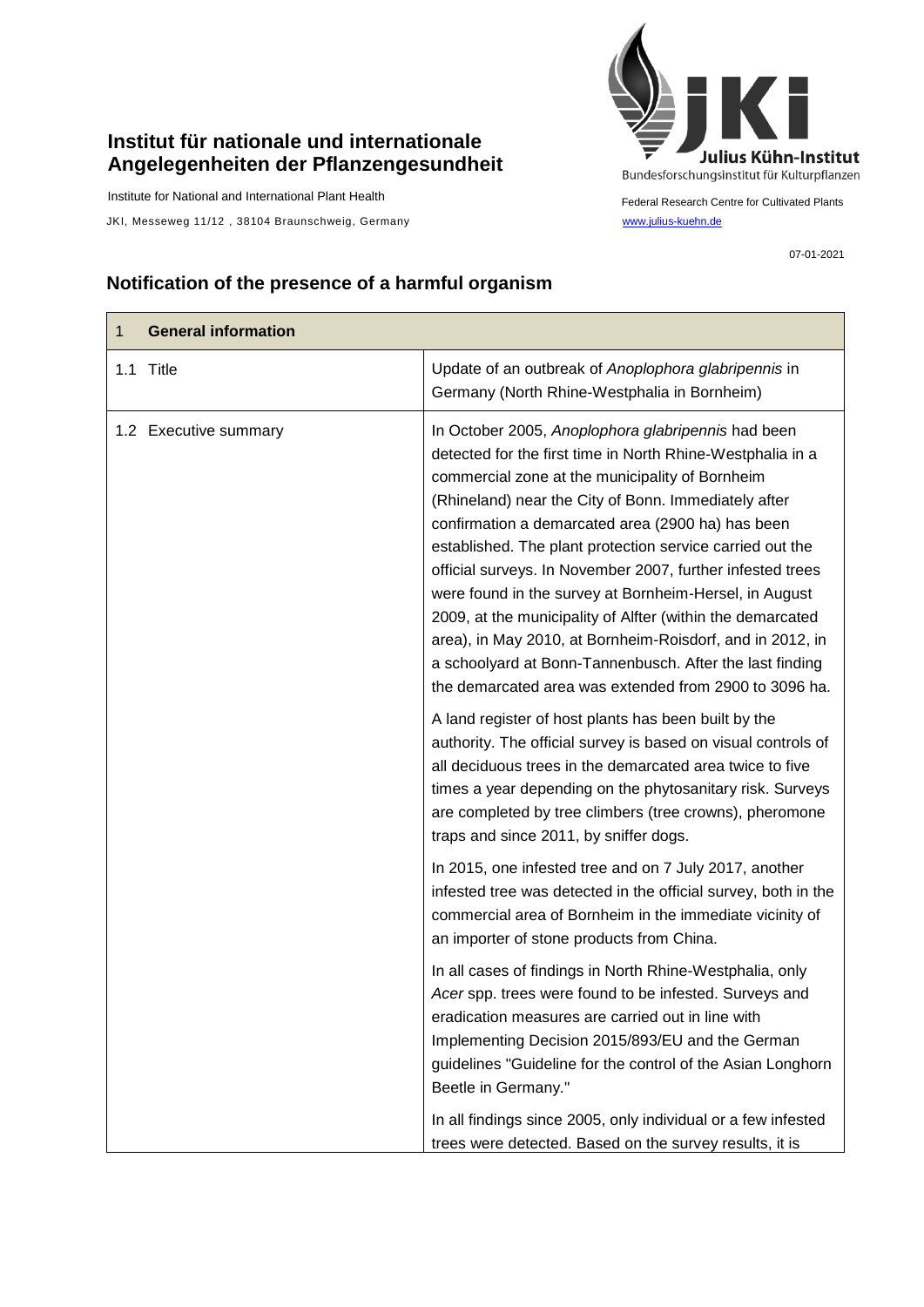**Institut für nationale und internationale Angelegenheiten der Pflanzengesundheit**

Institute for National and International Plant Health

JKI, Messeweg 11/12 , 38104 Braunschweig, Germany

Julius Kühn-Institut
Bundesforschungsinstitut für Kulturpflanzen

Federal Research Centre for Cultivated Plants
www.julius-kuehn.de

07-01-2021

## Notification of the presence of a harmful organism

| 1 **General information** | |
|---|---|
| 1.1 Title | Update of an outbreak of *Anoplophora glabripennis* in Germany (North Rhine-Westphalia in Bornheim) |
| 1.2 Executive summary | In October 2005, *Anoplophora glabripennis* had been detected for the first time in North Rhine-Westphalia in a commercial zone at the municipality of Bornheim (Rhineland) near the City of Bonn. Immediately after confirmation a demarcated area (2900 ha) has been established. The plant protection service carried out the official surveys. In November 2007, further infested trees were found in the survey at Bornheim-Hersel, in August 2009, at the municipality of Alfter (within the demarcated area), in May 2010, at Bornheim-Roisdorf, and in 2012, in a schoolyard at Bonn-Tannenbusch. After the last finding the demarcated area was extended from 2900 to 3096 ha.<br><br>A land register of host plants has been built by the authority. The official survey is based on visual controls of all deciduous trees in the demarcated area twice to five times a year depending on the phytosanitary risk. Surveys are completed by tree climbers (tree crowns), pheromone traps and since 2011, by sniffer dogs.<br><br>In 2015, one infested tree and on 7 July 2017, another infested tree was detected in the official survey, both in the commercial area of Bornheim in the immediate vicinity of an importer of stone products from China.<br><br>In all cases of findings in North Rhine-Westphalia, only *Acer* spp. trees were found to be infested. Surveys and eradication measures are carried out in line with Implementing Decision 2015/893/EU and the German guidelines "Guideline for the control of the Asian Longhorn Beetle in Germany."<br><br>In all findings since 2005, only individual or a few infested trees were detected. Based on the survey results, it is |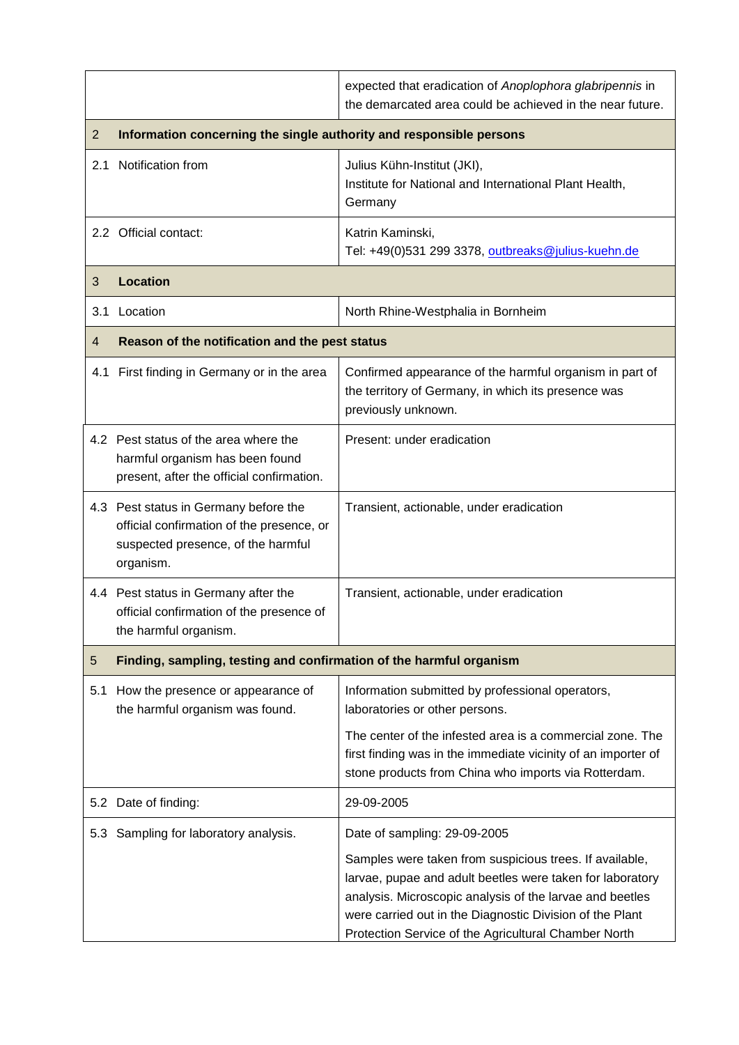| | |
|---|---|
| | expected that eradication of *Anoplophora glabripennis* in the demarcated area could be achieved in the near future. |
| **2 Information concerning the single authority and responsible persons** | |
| 2.1 Notification from | Julius Kühn-Institut (JKI),<br>Institute for National and International Plant Health, Germany |
| 2.2 Official contact: | Katrin Kaminski,<br>Tel: +49(0)531 299 3378, outbreaks@julius-kuehn.de |
| **3 Location** | |
| 3.1 Location | North Rhine-Westphalia in Bornheim |
| **4 Reason of the notification and the pest status** | |
| 4.1 First finding in Germany or in the area | Confirmed appearance of the harmful organism in part of the territory of Germany, in which its presence was previously unknown. |
| 4.2 Pest status of the area where the harmful organism has been found present, after the official confirmation. | Present: under eradication |
| 4.3 Pest status in Germany before the official confirmation of the presence, or suspected presence, of the harmful organism. | Transient, actionable, under eradication |
| 4.4 Pest status in Germany after the official confirmation of the presence of the harmful organism. | Transient, actionable, under eradication |
| **5 Finding, sampling, testing and confirmation of the harmful organism** | |
| 5.1 How the presence or appearance of the harmful organism was found. | Information submitted by professional operators, laboratories or other persons.<br><br>The center of the infested area is a commercial zone. The first finding was in the immediate vicinity of an importer of stone products from China who imports via Rotterdam. |
| 5.2 Date of finding: | 29-09-2005 |
| 5.3 Sampling for laboratory analysis. | Date of sampling: 29-09-2005<br><br>Samples were taken from suspicious trees. If available, larvae, pupae and adult beetles were taken for laboratory analysis. Microscopic analysis of the larvae and beetles were carried out in the Diagnostic Division of the Plant Protection Service of the Agricultural Chamber North |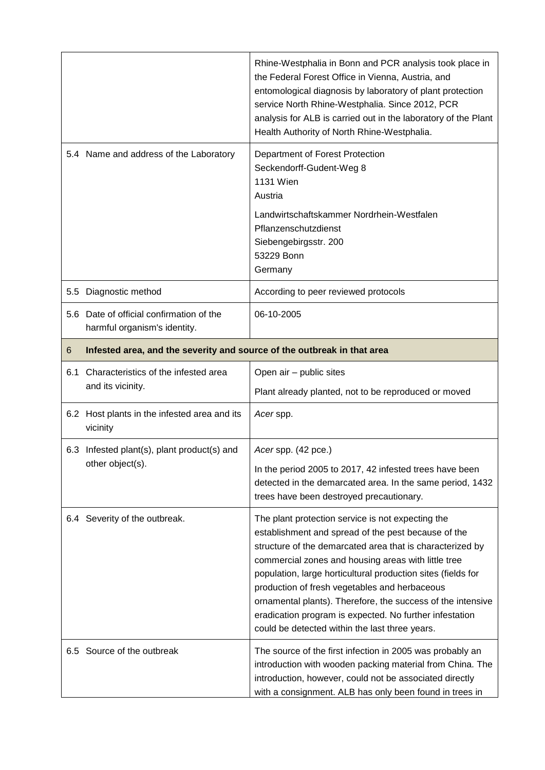| | |
|---|---|
| | Rhine-Westphalia in Bonn and PCR analysis took place in the Federal Forest Office in Vienna, Austria, and entomological diagnosis by laboratory of plant protection service North Rhine-Westphalia. Since 2012, PCR analysis for ALB is carried out in the laboratory of the Plant Health Authority of North Rhine-Westphalia. |
| 5.4 Name and address of the Laboratory | Department of Forest Protection<br>Seckendorff-Gudent-Weg 8<br>1131 Wien<br>Austria<br><br>Landwirtschaftskammer Nordrhein-Westfalen<br>Pflanzenschutzdienst<br>Siebengebirgsstr. 200<br>53229 Bonn<br>Germany |
| 5.5 Diagnostic method | According to peer reviewed protocols |
| 5.6 Date of official confirmation of the harmful organism's identity. | 06-10-2005 |
| **6 Infested area, and the severity and source of the outbreak in that area** | |
| 6.1 Characteristics of the infested area and its vicinity. | Open air – public sites<br><br>Plant already planted, not to be reproduced or moved |
| 6.2 Host plants in the infested area and its vicinity | *Acer* spp. |
| 6.3 Infested plant(s), plant product(s) and other object(s). | *Acer* spp. (42 pce.)<br><br>In the period 2005 to 2017, 42 infested trees have been detected in the demarcated area. In the same period, 1432 trees have been destroyed precautionary. |
| 6.4 Severity of the outbreak. | The plant protection service is not expecting the establishment and spread of the pest because of the structure of the demarcated area that is characterized by commercial zones and housing areas with little tree population, large horticultural production sites (fields for production of fresh vegetables and herbaceous ornamental plants). Therefore, the success of the intensive eradication program is expected. No further infestation could be detected within the last three years. |
| 6.5 Source of the outbreak | The source of the first infection in 2005 was probably an introduction with wooden packing material from China. The introduction, however, could not be associated directly with a consignment. ALB has only been found in trees in |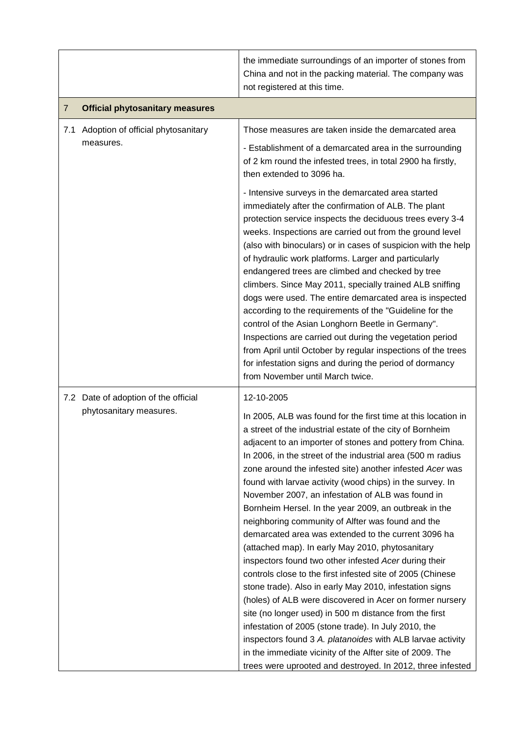| | |
|---|---|
| | the immediate surroundings of an importer of stones from China and not in the packing material. The company was not registered at this time. |
| **7 Official phytosanitary measures** | |
| 7.1 Adoption of official phytosanitary measures. | Those measures are taken inside the demarcated area<br><br>- Establishment of a demarcated area in the surrounding of 2 km round the infested trees, in total 2900 ha firstly, then extended to 3096 ha.<br><br>- Intensive surveys in the demarcated area started immediately after the confirmation of ALB. The plant protection service inspects the deciduous trees every 3-4 weeks. Inspections are carried out from the ground level (also with binoculars) or in cases of suspicion with the help of hydraulic work platforms. Larger and particularly endangered trees are climbed and checked by tree climbers. Since May 2011, specially trained ALB sniffing dogs were used. The entire demarcated area is inspected according to the requirements of the "Guideline for the control of the Asian Longhorn Beetle in Germany". Inspections are carried out during the vegetation period from April until October by regular inspections of the trees for infestation signs and during the period of dormancy from November until March twice. |
| 7.2 Date of adoption of the official phytosanitary measures. | 12-10-2005<br><br>In 2005, ALB was found for the first time at this location in a street of the industrial estate of the city of Bornheim adjacent to an importer of stones and pottery from China. In 2006, in the street of the industrial area (500 m radius zone around the infested site) another infested *Acer* was found with larvae activity (wood chips) in the survey. In November 2007, an infestation of ALB was found in Bornheim Hersel. In the year 2009, an outbreak in the neighboring community of Alfter was found and the demarcated area was extended to the current 3096 ha (attached map). In early May 2010, phytosanitary inspectors found two other infested *Acer* during their controls close to the first infested site of 2005 (Chinese stone trade). Also in early May 2010, infestation signs (holes) of ALB were discovered in Acer on former nursery site (no longer used) in 500 m distance from the first infestation of 2005 (stone trade). In July 2010, the inspectors found 3 *A. platanoides* with ALB larvae activity in the immediate vicinity of the Alfter site of 2009. The trees were uprooted and destroyed. In 2012, three infested |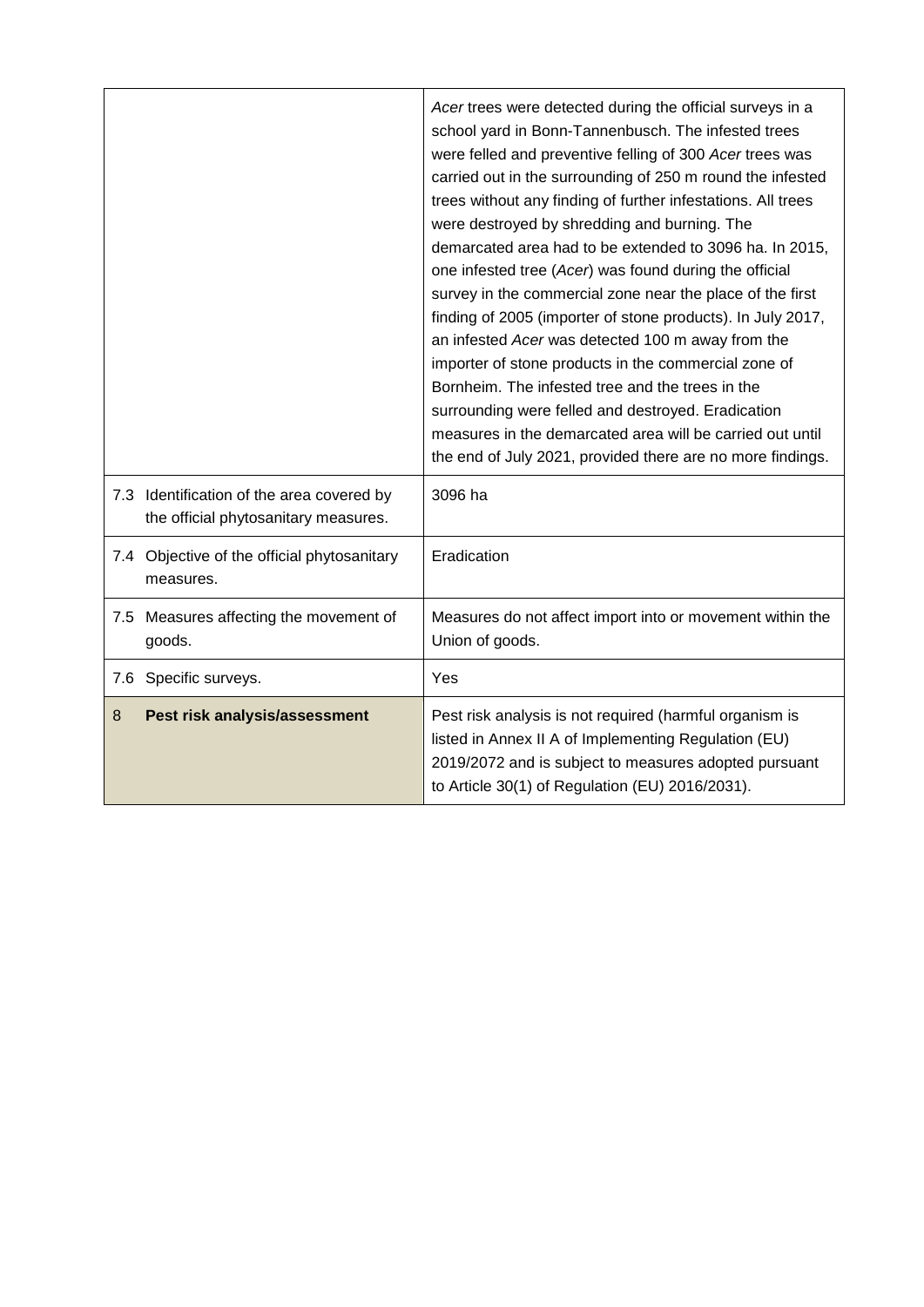| | |
|---|---|
| | *Acer* trees were detected during the official surveys in a school yard in Bonn-Tannenbusch. The infested trees were felled and preventive felling of 300 *Acer* trees was carried out in the surrounding of 250 m round the infested trees without any finding of further infestations. All trees were destroyed by shredding and burning. The demarcated area had to be extended to 3096 ha. In 2015, one infested tree (*Acer*) was found during the official survey in the commercial zone near the place of the first finding of 2005 (importer of stone products). In July 2017, an infested *Acer* was detected 100 m away from the importer of stone products in the commercial zone of Bornheim. The infested tree and the trees in the surrounding were felled and destroyed. Eradication measures in the demarcated area will be carried out until the end of July 2021, provided there are no more findings. |
| 7.3 Identification of the area covered by the official phytosanitary measures. | 3096 ha |
| 7.4 Objective of the official phytosanitary measures. | Eradication |
| 7.5 Measures affecting the movement of goods. | Measures do not affect import into or movement within the Union of goods. |
| 7.6 Specific surveys. | Yes |
| 8 **Pest risk analysis/assessment** | Pest risk analysis is not required (harmful organism is listed in Annex II A of Implementing Regulation (EU) 2019/2072 and is subject to measures adopted pursuant to Article 30(1) of Regulation (EU) 2016/2031). |